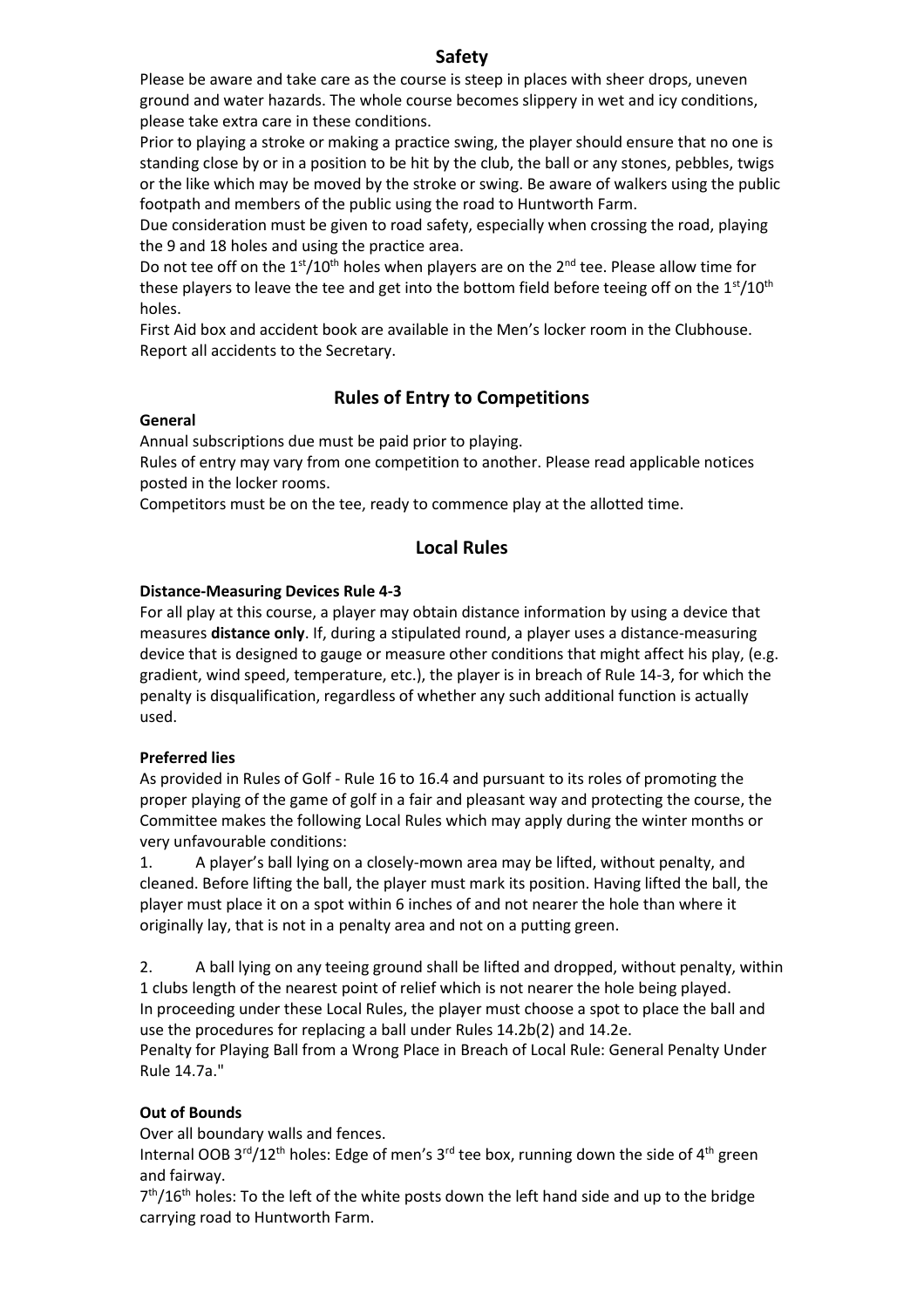## Safety

Please be aware and take care as the course is steep in places with sheer drops, uneven ground and water hazards. The whole course becomes slippery in wet and icy conditions, please take extra care in these conditions.

Prior to playing a stroke or making a practice swing, the player should ensure that no one is standing close by or in a position to be hit by the club, the ball or any stones, pebbles, twigs or the like which may be moved by the stroke or swing. Be aware of walkers using the public footpath and members of the public using the road to Huntworth Farm.

Due consideration must be given to road safety, especially when crossing the road, playing the 9 and 18 holes and using the practice area.

Do not tee off on the 1st/10th holes when players are on the 2nd tee. Please allow time for these players to leave the tee and get into the bottom field before teeing off on the 1st/10th holes.

First Aid box and accident book are available in the Men's locker room in the Clubhouse. Report all accidents to the Secretary.

## Rules of Entry to Competitions

**General**

Annual subscriptions due must be paid prior to playing.

Rules of entry may vary from one competition to another. Please read applicable notices posted in the locker rooms.

Competitors must be on the tee, ready to commence play at the allotted time.

## Local Rules

**Distance-Measuring Devices Rule 4-3**

For all play at this course, a player may obtain distance information by using a device that measures **distance only**. If, during a stipulated round, a player uses a distance-measuring device that is designed to gauge or measure other conditions that might affect his play, (e.g. gradient, wind speed, temperature, etc.), the player is in breach of Rule 14-3, for which the penalty is disqualification, regardless of whether any such additional function is actually used.

**Preferred lies**

As provided in Rules of Golf - Rule 16 to 16.4 and pursuant to its roles of promoting the proper playing of the game of golf in a fair and pleasant way and protecting the course, the Committee makes the following Local Rules which may apply during the winter months or very unfavourable conditions:

1. A player's ball lying on a closely-mown area may be lifted, without penalty, and cleaned. Before lifting the ball, the player must mark its position. Having lifted the ball, the player must place it on a spot within 6 inches of and not nearer the hole than where it originally lay, that is not in a penalty area and not on a putting green.

2. A ball lying on any teeing ground shall be lifted and dropped, without penalty, within 1 clubs length of the nearest point of relief which is not nearer the hole being played. In proceeding under these Local Rules, the player must choose a spot to place the ball and use the procedures for replacing a ball under Rules 14.2b(2) and 14.2e.

Penalty for Playing Ball from a Wrong Place in Breach of Local Rule: General Penalty Under Rule 14.7a."

**Out of Bounds**

Over all boundary walls and fences.

Internal OOB 3rd/12th holes: Edge of men's 3rd tee box, running down the side of 4th green and fairway.

7th/16th holes: To the left of the white posts down the left hand side and up to the bridge carrying road to Huntworth Farm.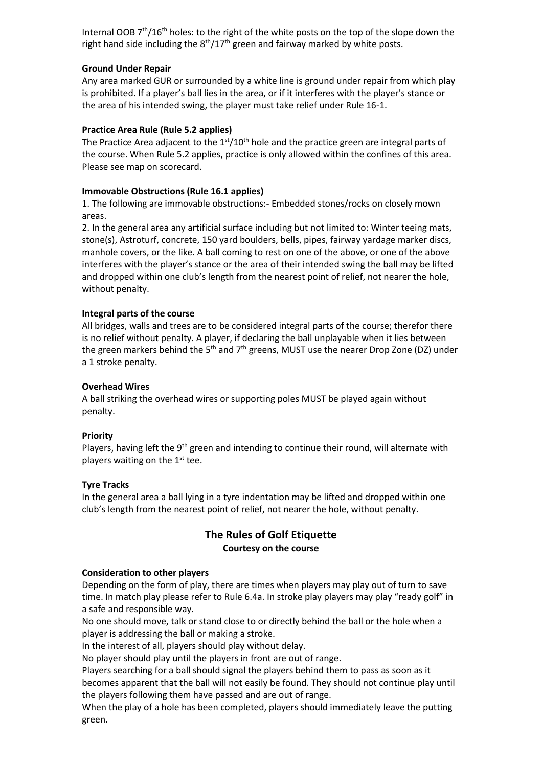Internal OOB 7th/16th holes: to the right of the white posts on the top of the slope down the right hand side including the 8th/17th green and fairway marked by white posts.

**Ground Under Repair**

Any area marked GUR or surrounded by a white line is ground under repair from which play is prohibited. If a player's ball lies in the area, or if it interferes with the player's stance or the area of his intended swing, the player must take relief under Rule 16-1.

**Practice Area Rule (Rule 5.2 applies)**

The Practice Area adjacent to the 1st/10th hole and the practice green are integral parts of the course. When Rule 5.2 applies, practice is only allowed within the confines of this area. Please see map on scorecard.

**Immovable Obstructions (Rule 16.1 applies)**

1. The following are immovable obstructions:- Embedded stones/rocks on closely mown areas.
2. In the general area any artificial surface including but not limited to: Winter teeing mats, stone(s), Astroturf, concrete, 150 yard boulders, bells, pipes, fairway yardage marker discs, manhole covers, or the like. A ball coming to rest on one of the above, or one of the above interferes with the player's stance or the area of their intended swing the ball may be lifted and dropped within one club's length from the nearest point of relief, not nearer the hole, without penalty.

**Integral parts of the course**

All bridges, walls and trees are to be considered integral parts of the course; therefor there is no relief without penalty. A player, if declaring the ball unplayable when it lies between the green markers behind the 5th and 7th greens, MUST use the nearer Drop Zone (DZ) under a 1 stroke penalty.

**Overhead Wires**

A ball striking the overhead wires or supporting poles MUST be played again without penalty.

**Priority**

Players, having left the 9th green and intending to continue their round, will alternate with players waiting on the 1st tee.

**Tyre Tracks**

In the general area a ball lying in a tyre indentation may be lifted and dropped within one club's length from the nearest point of relief, not nearer the hole, without penalty.

## The Rules of Golf Etiquette

**Courtesy on the course**

**Consideration to other players**

Depending on the form of play, there are times when players may play out of turn to save time. In match play please refer to Rule 6.4a. In stroke play players may play "ready golf" in a safe and responsible way.

No one should move, talk or stand close to or directly behind the ball or the hole when a player is addressing the ball or making a stroke.

In the interest of all, players should play without delay.

No player should play until the players in front are out of range.

Players searching for a ball should signal the players behind them to pass as soon as it becomes apparent that the ball will not easily be found. They should not continue play until the players following them have passed and are out of range.

When the play of a hole has been completed, players should immediately leave the putting green.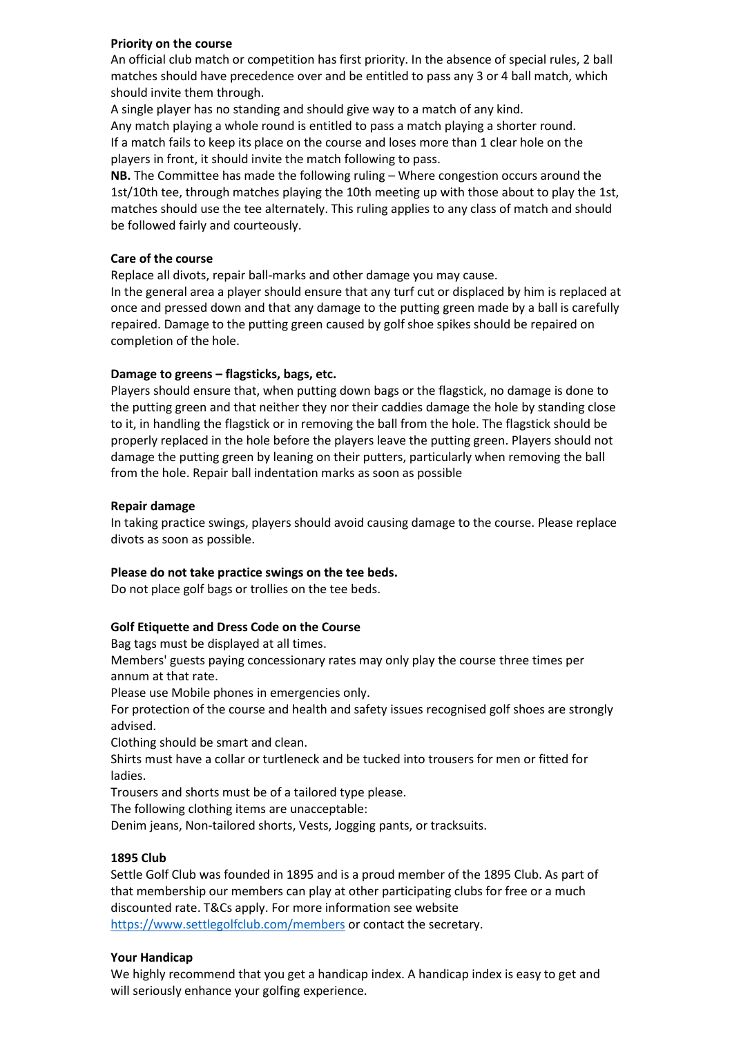**Priority on the course**

An official club match or competition has first priority. In the absence of special rules, 2 ball matches should have precedence over and be entitled to pass any 3 or 4 ball match, which should invite them through.

A single player has no standing and should give way to a match of any kind.

Any match playing a whole round is entitled to pass a match playing a shorter round.

If a match fails to keep its place on the course and loses more than 1 clear hole on the players in front, it should invite the match following to pass.

**NB.** The Committee has made the following ruling – Where congestion occurs around the 1st/10th tee, through matches playing the 10th meeting up with those about to play the 1st, matches should use the tee alternately. This ruling applies to any class of match and should be followed fairly and courteously.

**Care of the course**

Replace all divots, repair ball-marks and other damage you may cause.

In the general area a player should ensure that any turf cut or displaced by him is replaced at once and pressed down and that any damage to the putting green made by a ball is carefully repaired. Damage to the putting green caused by golf shoe spikes should be repaired on completion of the hole.

**Damage to greens – flagsticks, bags, etc.**

Players should ensure that, when putting down bags or the flagstick, no damage is done to the putting green and that neither they nor their caddies damage the hole by standing close to it, in handling the flagstick or in removing the ball from the hole. The flagstick should be properly replaced in the hole before the players leave the putting green. Players should not damage the putting green by leaning on their putters, particularly when removing the ball from the hole. Repair ball indentation marks as soon as possible

**Repair damage**

In taking practice swings, players should avoid causing damage to the course. Please replace divots as soon as possible.

**Please do not take practice swings on the tee beds.**

Do not place golf bags or trollies on the tee beds.

**Golf Etiquette and Dress Code on the Course**

Bag tags must be displayed at all times.

Members' guests paying concessionary rates may only play the course three times per annum at that rate.

Please use Mobile phones in emergencies only.

For protection of the course and health and safety issues recognised golf shoes are strongly advised.

Clothing should be smart and clean.

Shirts must have a collar or turtleneck and be tucked into trousers for men or fitted for ladies.

Trousers and shorts must be of a tailored type please.

The following clothing items are unacceptable:

Denim jeans, Non-tailored shorts, Vests, Jogging pants, or tracksuits.

**1895 Club**

Settle Golf Club was founded in 1895 and is a proud member of the 1895 Club. As part of that membership our members can play at other participating clubs for free or a much discounted rate. T&Cs apply. For more information see website [https://www.settlegolfclub.com/members](https://www.settlegolfclub.com/members) or contact the secretary.

**Your Handicap**

We highly recommend that you get a handicap index. A handicap index is easy to get and will seriously enhance your golfing experience.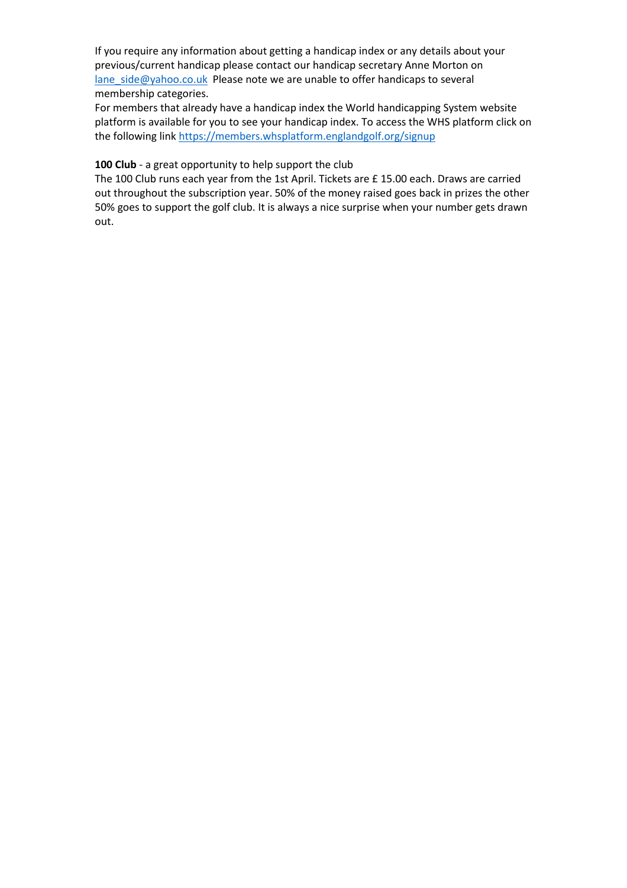If you require any information about getting a handicap index or any details about your previous/current handicap please contact our handicap secretary Anne Morton on lane_side@yahoo.co.uk Please note we are unable to offer handicaps to several membership categories.
For members that already have a handicap index the World handicapping System website platform is available for you to see your handicap index. To access the WHS platform click on the following link https://members.whsplatform.englandgolf.org/signup

**100 Club** - a great opportunity to help support the club
The 100 Club runs each year from the 1st April. Tickets are £ 15.00 each. Draws are carried out throughout the subscription year. 50% of the money raised goes back in prizes the other 50% goes to support the golf club. It is always a nice surprise when your number gets drawn out.